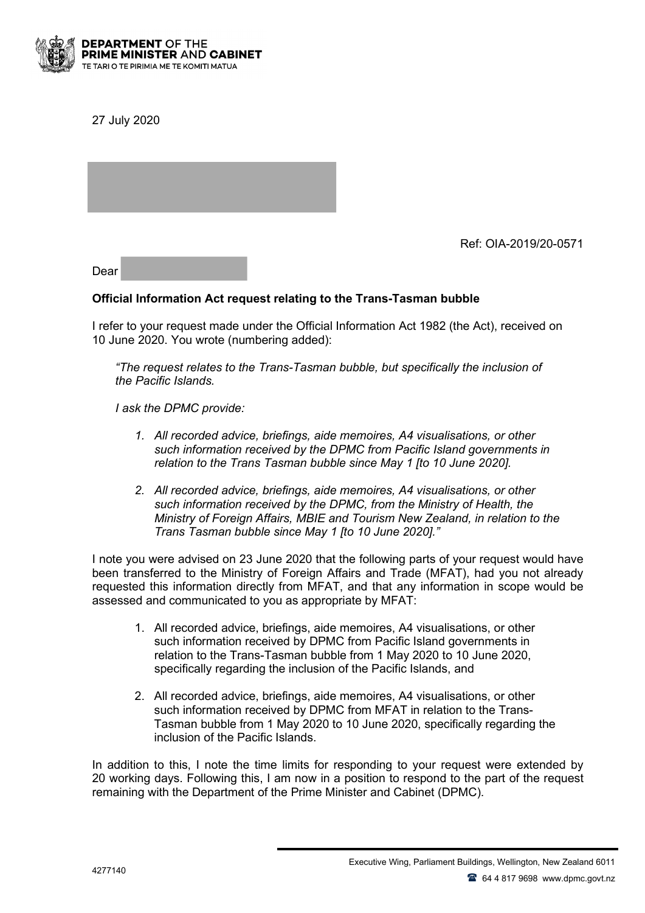**DEPARTMENT OF THE PRIME MINISTER AND CABINET**
TE TARI O TE PIRIMIA ME TE KOMITI MATUA

27 July 2020

Ref: OIA-2019/20-0571

Dear

**Official Information Act request relating to the Trans-Tasman bubble**

I refer to your request made under the Official Information Act 1982 (the Act), received on 10 June 2020. You wrote (numbering added):

> *"The request relates to the Trans-Tasman bubble, but specifically the inclusion of the Pacific Islands.*
>
> *I ask the DPMC provide:*
>
> 1. *All recorded advice, briefings, aide memoires, A4 visualisations, or other such information received by the DPMC from Pacific Island governments in relation to the Trans Tasman bubble since May 1 [to 10 June 2020].*
>
> 2. *All recorded advice, briefings, aide memoires, A4 visualisations, or other such information received by the DPMC, from the Ministry of Health, the Ministry of Foreign Affairs, MBIE and Tourism New Zealand, in relation to the Trans Tasman bubble since May 1 [to 10 June 2020]."*

I note you were advised on 23 June 2020 that the following parts of your request would have been transferred to the Ministry of Foreign Affairs and Trade (MFAT), had you not already requested this information directly from MFAT, and that any information in scope would be assessed and communicated to you as appropriate by MFAT:

1. All recorded advice, briefings, aide memoires, A4 visualisations, or other such information received by DPMC from Pacific Island governments in relation to the Trans-Tasman bubble from 1 May 2020 to 10 June 2020, specifically regarding the inclusion of the Pacific Islands, and

2. All recorded advice, briefings, aide memoires, A4 visualisations, or other such information received by DPMC from MFAT in relation to the Trans-Tasman bubble from 1 May 2020 to 10 June 2020, specifically regarding the inclusion of the Pacific Islands.

In addition to this, I note the time limits for responding to your request were extended by 20 working days. Following this, I am now in a position to respond to the part of the request remaining with the Department of the Prime Minister and Cabinet (DPMC).

4277140

Executive Wing, Parliament Buildings, Wellington, New Zealand 6011
64 4 817 9698 www.dpmc.govt.nz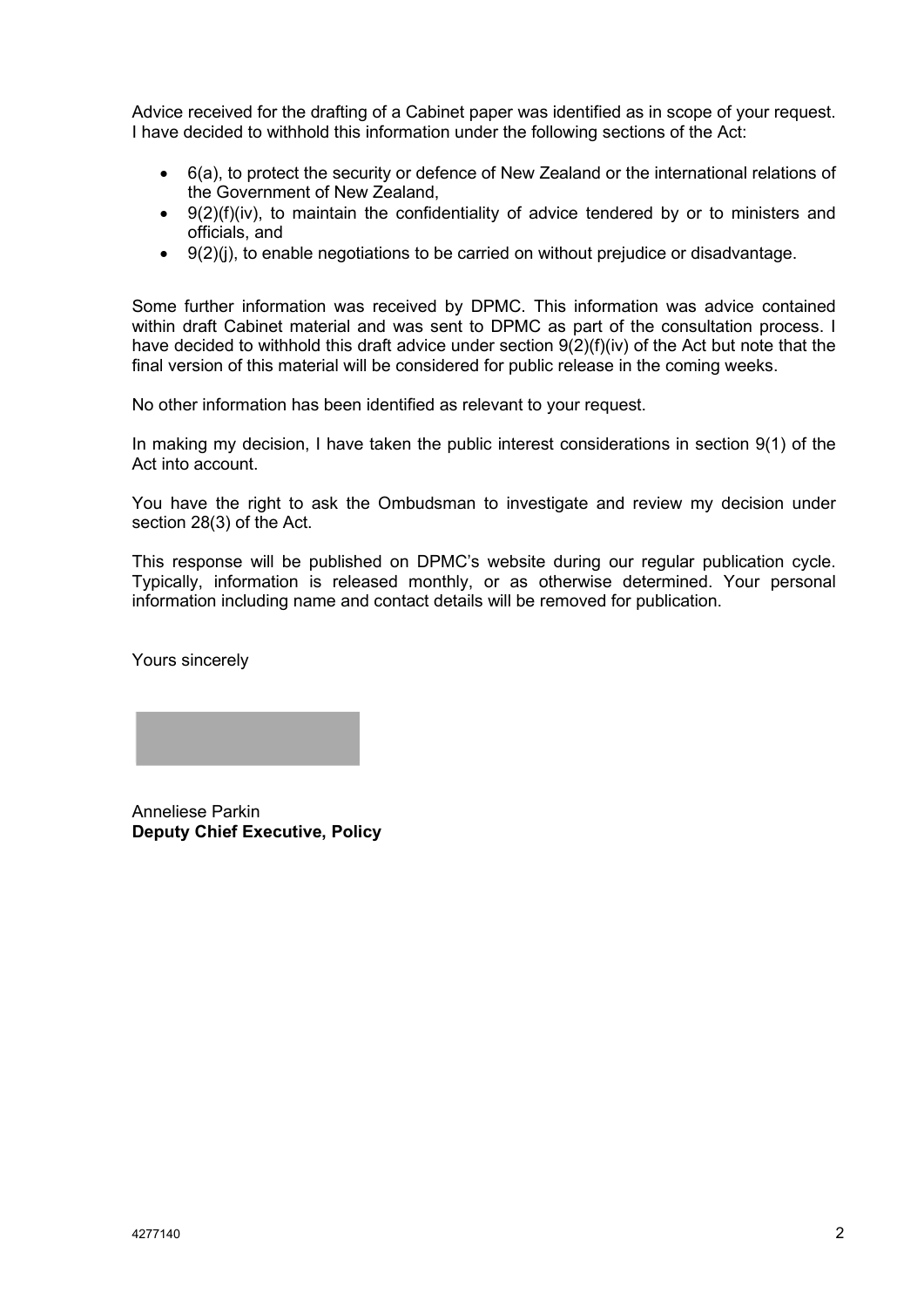Advice received for the drafting of a Cabinet paper was identified as in scope of your request. I have decided to withhold this information under the following sections of the Act:

- 6(a), to protect the security or defence of New Zealand or the international relations of the Government of New Zealand,
- 9(2)(f)(iv), to maintain the confidentiality of advice tendered by or to ministers and officials, and
- 9(2)(j), to enable negotiations to be carried on without prejudice or disadvantage.

Some further information was received by DPMC. This information was advice contained within draft Cabinet material and was sent to DPMC as part of the consultation process. I have decided to withhold this draft advice under section 9(2)(f)(iv) of the Act but note that the final version of this material will be considered for public release in the coming weeks.

No other information has been identified as relevant to your request.

In making my decision, I have taken the public interest considerations in section 9(1) of the Act into account.

You have the right to ask the Ombudsman to investigate and review my decision under section 28(3) of the Act.

This response will be published on DPMC's website during our regular publication cycle. Typically, information is released monthly, or as otherwise determined. Your personal information including name and contact details will be removed for publication.

Yours sincerely

Anneliese Parkin
**Deputy Chief Executive, Policy**

4277140